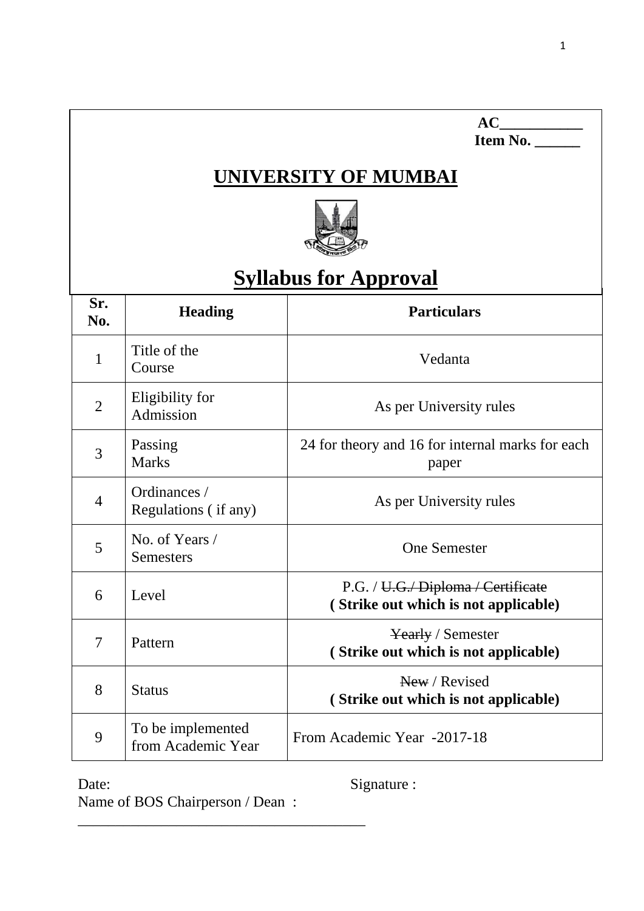**AC\_\_\_\_\_\_\_\_\_\_\_**
**Item No. \_\_\_\_\_\_**

# UNIVERSITY OF MUMBAI

## Syllabus for Approval

| Sr. No. | Heading | Particulars |
|---|---|---|
| 1 | Title of the Course | Vedanta |
| 2 | Eligibility for Admission | As per University rules |
| 3 | Passing Marks | 24 for theory and 16 for internal marks for each paper |
| 4 | Ordinances / Regulations ( if any) | As per University rules |
| 5 | No. of Years / Semesters | One Semester |
| 6 | Level | P.G. / ~~U.G./ Diploma / Certificate~~ **( Strike out which is not applicable)** |
| 7 | Pattern | ~~Yearly~~ / Semester **( Strike out which is not applicable)** |
| 8 | Status | ~~New~~ / Revised **( Strike out which is not applicable)** |
| 9 | To be implemented from Academic Year | From Academic Year -2017-18 |

Date: Signature :

Name of BOS Chairperson / Dean :

\_\_\_\_\_\_\_\_\_\_\_\_\_\_\_\_\_\_\_\_\_\_\_\_\_\_\_\_\_\_\_\_\_\_\_\_\_\_\_\_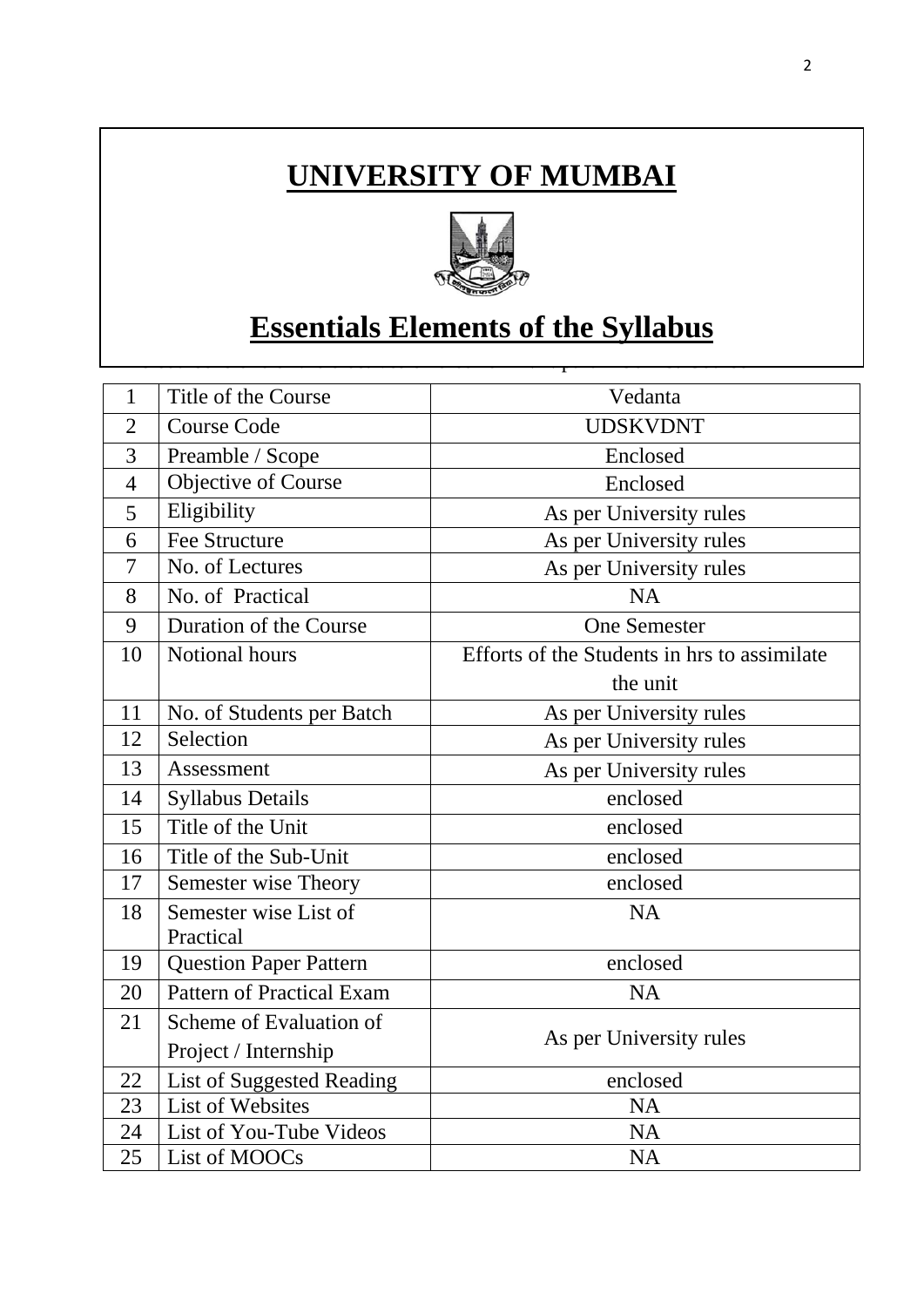# UNIVERSITY OF MUMBAI

## Essentials Elements of the Syllabus

| | | |
|---|---|---|
| 1 | Title of the Course | Vedanta |
| 2 | Course Code | UDSKVDNT |
| 3 | Preamble / Scope | Enclosed |
| 4 | Objective of Course | Enclosed |
| 5 | Eligibility | As per University rules |
| 6 | Fee Structure | As per University rules |
| 7 | No. of Lectures | As per University rules |
| 8 | No. of Practical | NA |
| 9 | Duration of the Course | One Semester |
| 10 | Notional hours | Efforts of the Students in hrs to assimilate the unit |
| 11 | No. of Students per Batch | As per University rules |
| 12 | Selection | As per University rules |
| 13 | Assessment | As per University rules |
| 14 | Syllabus Details | enclosed |
| 15 | Title of the Unit | enclosed |
| 16 | Title of the Sub-Unit | enclosed |
| 17 | Semester wise Theory | enclosed |
| 18 | Semester wise List of Practical | NA |
| 19 | Question Paper Pattern | enclosed |
| 20 | Pattern of Practical Exam | NA |
| 21 | Scheme of Evaluation of Project / Internship | As per University rules |
| 22 | List of Suggested Reading | enclosed |
| 23 | List of Websites | NA |
| 24 | List of You-Tube Videos | NA |
| 25 | List of MOOCs | NA |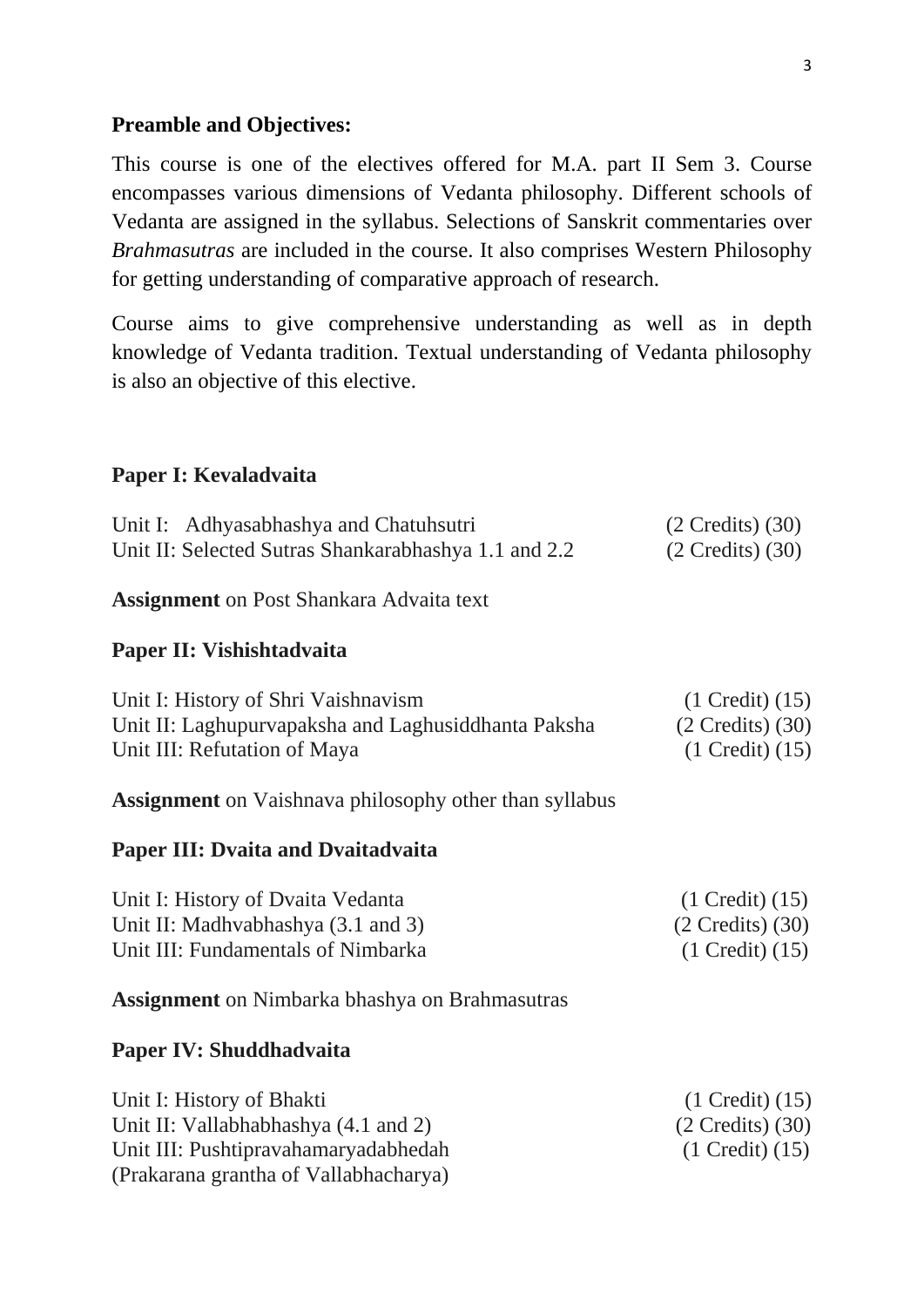**Preamble and Objectives:**

This course is one of the electives offered for M.A. part II Sem 3. Course encompasses various dimensions of Vedanta philosophy. Different schools of Vedanta are assigned in the syllabus. Selections of Sanskrit commentaries over *Brahmasutras* are included in the course. It also comprises Western Philosophy for getting understanding of comparative approach of research.

Course aims to give comprehensive understanding as well as in depth knowledge of Vedanta tradition. Textual understanding of Vedanta philosophy is also an objective of this elective.

**Paper I: Kevaladvaita**

| | |
|---|---|
| Unit I: Adhyasabhashya and Chatuhsutri | (2 Credits) (30) |
| Unit II: Selected Sutras Shankarabhashya 1.1 and 2.2 | (2 Credits) (30) |

**Assignment** on Post Shankara Advaita text

**Paper II: Vishishtadvaita**

| | |
|---|---|
| Unit I: History of Shri Vaishnavism | (1 Credit) (15) |
| Unit II: Laghupurvapaksha and Laghusiddhanta Paksha | (2 Credits) (30) |
| Unit III: Refutation of Maya | (1 Credit) (15) |

**Assignment** on Vaishnava philosophy other than syllabus

**Paper III: Dvaita and Dvaitadvaita**

| | |
|---|---|
| Unit I: History of Dvaita Vedanta | (1 Credit) (15) |
| Unit II: Madhvabhashya (3.1 and 3) | (2 Credits) (30) |
| Unit III: Fundamentals of Nimbarka | (1 Credit) (15) |

**Assignment** on Nimbarka bhashya on Brahmasutras

**Paper IV: Shuddhadvaita**

| | |
|---|---|
| Unit I: History of Bhakti | (1 Credit) (15) |
| Unit II: Vallabhabhashya (4.1 and 2) | (2 Credits) (30) |
| Unit III: Pushtipravahamaryadabhedah (Prakarana grantha of Vallabhacharya) | (1 Credit) (15) |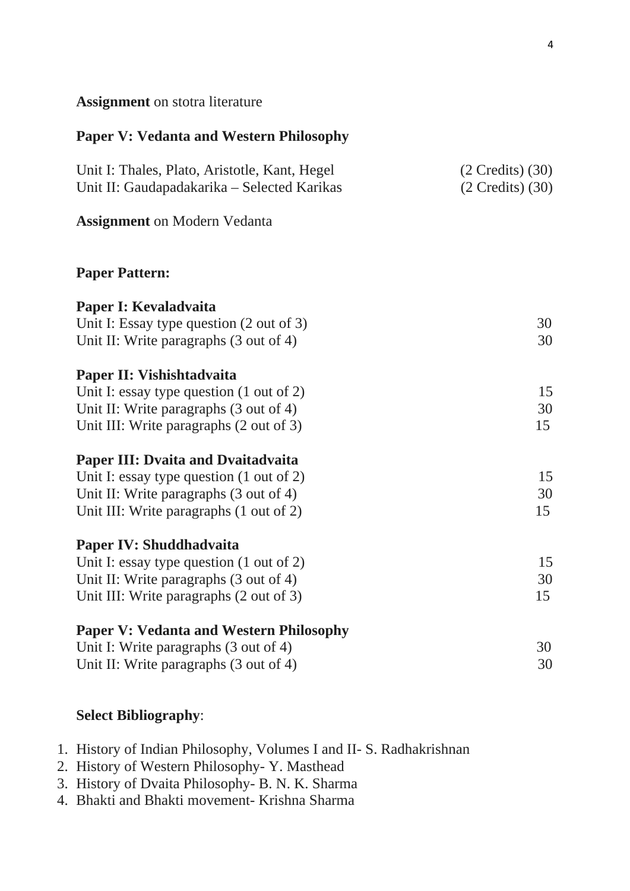**Assignment** on stotra literature

**Paper V: Vedanta and Western Philosophy**

Unit I: Thales, Plato, Aristotle, Kant, Hegel (2 Credits) (30)
Unit II: Gaudapadakarika – Selected Karikas (2 Credits) (30)

**Assignment** on Modern Vedanta

**Paper Pattern:**

**Paper I: Kevaladvaita**
Unit I: Essay type question (2 out of 3) 30
Unit II: Write paragraphs (3 out of 4) 30

**Paper II: Vishishtadvaita**
Unit I: essay type question (1 out of 2) 15
Unit II: Write paragraphs (3 out of 4) 30
Unit III: Write paragraphs (2 out of 3) 15

**Paper III: Dvaita and Dvaitadvaita**
Unit I: essay type question (1 out of 2) 15
Unit II: Write paragraphs (3 out of 4) 30
Unit III: Write paragraphs (1 out of 2) 15

**Paper IV: Shuddhadvaita**
Unit I: essay type question (1 out of 2) 15
Unit II: Write paragraphs (3 out of 4) 30
Unit III: Write paragraphs (2 out of 3) 15

**Paper V: Vedanta and Western Philosophy**
Unit I: Write paragraphs (3 out of 4) 30
Unit II: Write paragraphs (3 out of 4) 30

**Select Bibliography**:

1. History of Indian Philosophy, Volumes I and II- S. Radhakrishnan
2. History of Western Philosophy- Y. Masthead
3. History of Dvaita Philosophy- B. N. K. Sharma
4. Bhakti and Bhakti movement- Krishna Sharma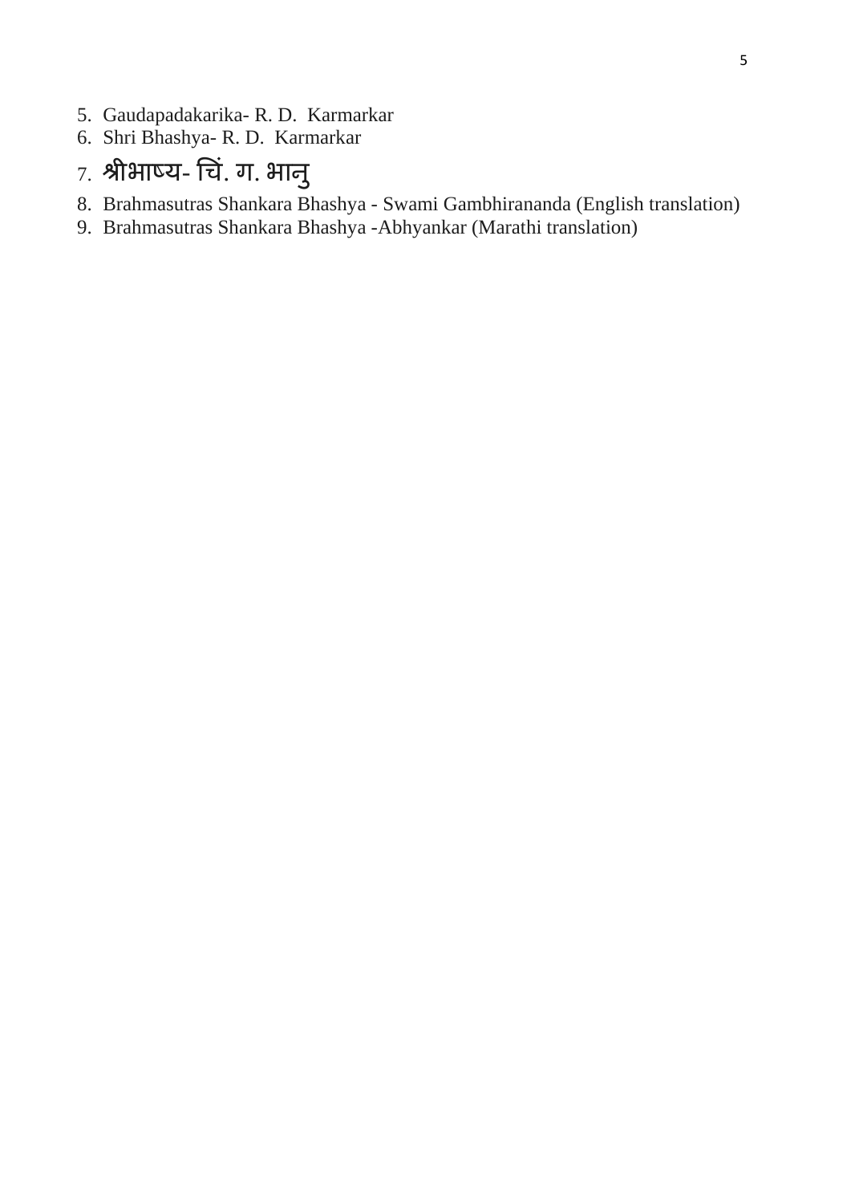5. Gaudapadakarika- R. D. Karmarkar
6. Shri Bhashya- R. D. Karmarkar
7. श्रीभाष्य- चिं. ग. भानु
8. Brahmasutras Shankara Bhashya - Swami Gambhirananda (English translation)
9. Brahmasutras Shankara Bhashya -Abhyankar (Marathi translation)